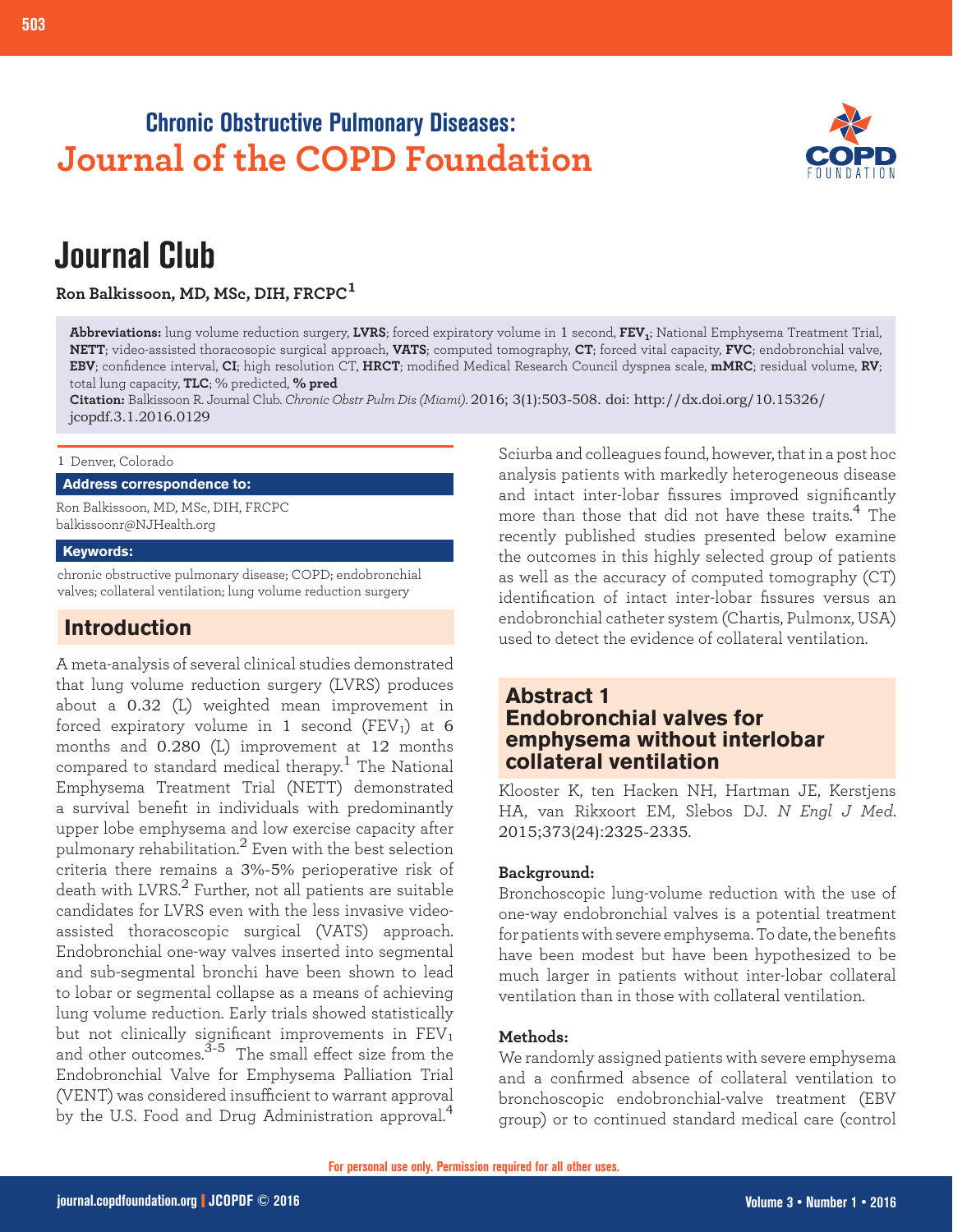Chronic Obstructive Pulmonary Diseases:
**Journal of the COPD Foundation**

# Journal Club

**Ron Balkissoon, MD, MSc, DIH, FRCPC[1]**

**Abbreviations:** lung volume reduction surgery, **LVRS**; forced expiratory volume in 1 second, $\mathbf{FEV_1}$; National Emphysema Treatment Trial, **NETT**; video-assisted thoracoscopic surgical approach, **VATS**; computed tomography, **CT**; forced vital capacity, **FVC**; endobronchial valve, **EBV**; confidence interval, **CI**; high resolution CT, **HRCT**; modified Medical Research Council dyspnea scale, **mMRC**; residual volume, **RV**; total lung capacity, **TLC**; % predicted, **% pred**

**Citation:** Balkissoon R. Journal Club. *Chronic Obstr Pulm Dis (Miami)*. 2016; 3(1):503-508. doi: http://dx.doi.org/10.15326/jcopdf.3.1.2016.0129

1 Denver, Colorado

**Address correspondence to:**

Ron Balkissoon, MD, MSc, DIH, FRCPC
balkissoonr@NJHealth.org

**Keywords:**

chronic obstructive pulmonary disease; COPD; endobronchial valves; collateral ventilation; lung volume reduction surgery

## Introduction

A meta-analysis of several clinical studies demonstrated that lung volume reduction surgery (LVRS) produces about a 0.32 (L) weighted mean improvement in forced expiratory volume in 1 second ($FEV_1$) at 6 months and 0.280 (L) improvement at 12 months compared to standard medical therapy.[1] The National Emphysema Treatment Trial (NETT) demonstrated a survival benefit in individuals with predominantly upper lobe emphysema and low exercise capacity after pulmonary rehabilitation.[2] Even with the best selection criteria there remains a 3%-5% perioperative risk of death with LVRS.[2] Further, not all patients are suitable candidates for LVRS even with the less invasive video-assisted thoracoscopic surgical (VATS) approach. Endobronchial one-way valves inserted into segmental and sub-segmental bronchi have been shown to lead to lobar or segmental collapse as a means of achieving lung volume reduction. Early trials showed statistically but not clinically significant improvements in $FEV_1$ and other outcomes.[3-5] The small effect size from the Endobronchial Valve for Emphysema Palliation Trial (VENT) was considered insufficient to warrant approval by the U.S. Food and Drug Administration approval.[4] Sciurba and colleagues found, however, that in a post hoc analysis patients with markedly heterogeneous disease and intact inter-lobar fissures improved significantly more than those that did not have these traits.[4] The recently published studies presented below examine the outcomes in this highly selected group of patients as well as the accuracy of computed tomography (CT) identification of intact inter-lobar fissures versus an endobronchial catheter system (Chartis, Pulmonx, USA) used to detect the evidence of collateral ventilation.

## Abstract 1
## Endobronchial valves for emphysema without interlobar collateral ventilation

Klooster K, ten Hacken NH, Hartman JE, Kerstjens HA, van Rikxoort EM, Slebos DJ. *N Engl J Med*. 2015;373(24):2325-2335.

### Background:

Bronchoscopic lung-volume reduction with the use of one-way endobronchial valves is a potential treatment for patients with severe emphysema. To date, the benefits have been modest but have been hypothesized to be much larger in patients without inter-lobar collateral ventilation than in those with collateral ventilation.

### Methods:

We randomly assigned patients with severe emphysema and a confirmed absence of collateral ventilation to bronchoscopic endobronchial-valve treatment (EBV group) or to continued standard medical care (control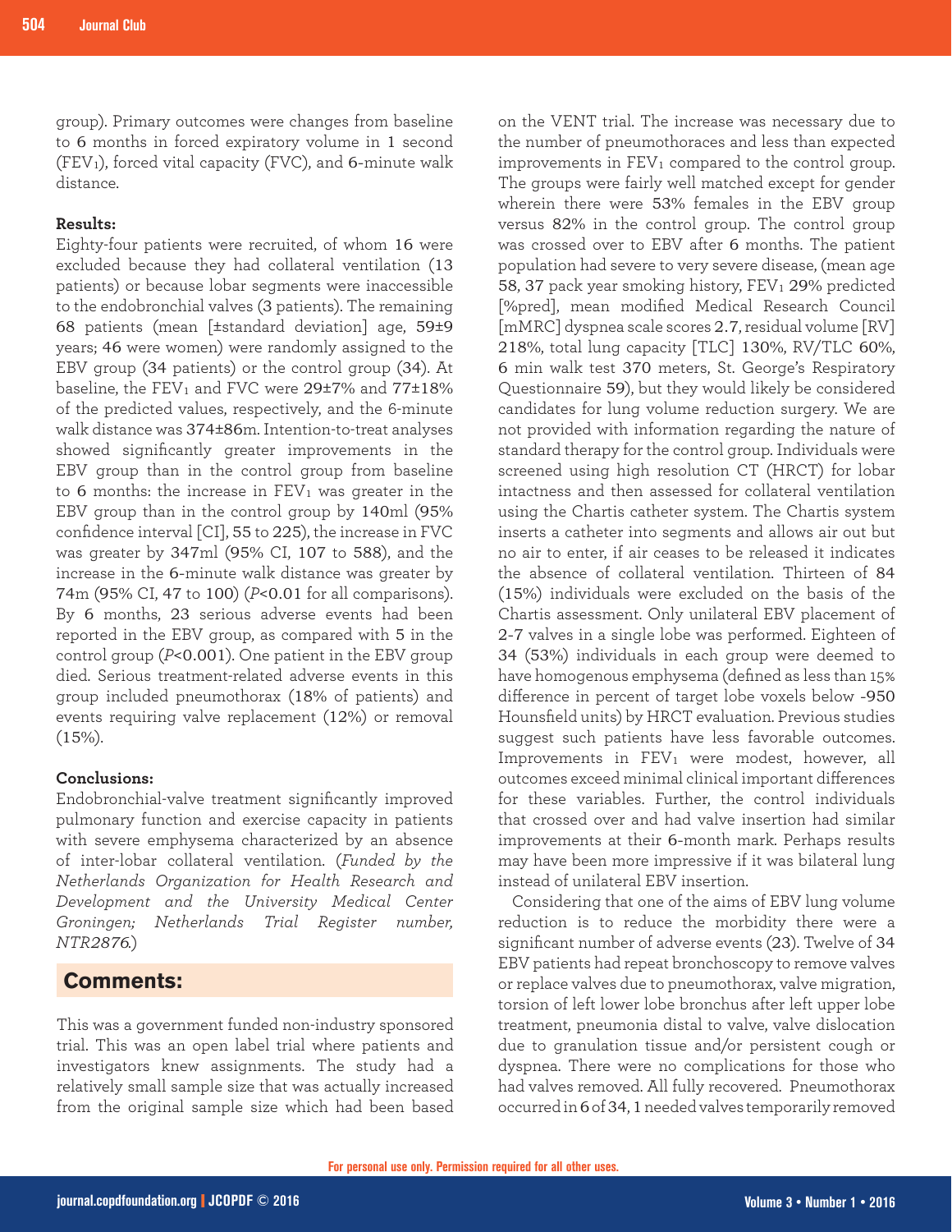group). Primary outcomes were changes from baseline to 6 months in forced expiratory volume in 1 second ($FEV_1$), forced vital capacity (FVC), and 6-minute walk distance.

**Results:**

Eighty-four patients were recruited, of whom 16 were excluded because they had collateral ventilation (13 patients) or because lobar segments were inaccessible to the endobronchial valves (3 patients). The remaining 68 patients (mean [±standard deviation] age, 59±9 years; 46 were women) were randomly assigned to the EBV group (34 patients) or the control group (34). At baseline, the $FEV_1$ and FVC were 29±7% and 77±18% of the predicted values, respectively, and the 6-minute walk distance was 374±86m. Intention-to-treat analyses showed significantly greater improvements in the EBV group than in the control group from baseline to 6 months: the increase in $FEV_1$ was greater in the EBV group than in the control group by 140ml (95% confidence interval [CI], 55 to 225), the increase in FVC was greater by 347ml (95% CI, 107 to 588), and the increase in the 6-minute walk distance was greater by 74m (95% CI, 47 to 100) ($P<0.01$ for all comparisons). By 6 months, 23 serious adverse events had been reported in the EBV group, as compared with 5 in the control group ($P<0.001$). One patient in the EBV group died. Serious treatment-related adverse events in this group included pneumothorax (18% of patients) and events requiring valve replacement (12%) or removal (15%).

**Conclusions:**

Endobronchial-valve treatment significantly improved pulmonary function and exercise capacity in patients with severe emphysema characterized by an absence of inter-lobar collateral ventilation. (*Funded by the Netherlands Organization for Health Research and Development and the University Medical Center Groningen; Netherlands Trial Register number, NTR2876.*)

## Comments:

This was a government funded non-industry sponsored trial. This was an open label trial where patients and investigators knew assignments. The study had a relatively small sample size that was actually increased from the original sample size which had been based on the VENT trial. The increase was necessary due to the number of pneumothoraces and less than expected improvements in $FEV_1$ compared to the control group. The groups were fairly well matched except for gender wherein there were 53% females in the EBV group versus 82% in the control group. The control group was crossed over to EBV after 6 months. The patient population had severe to very severe disease, (mean age 58, 37 pack year smoking history, $FEV_1$ 29% predicted [%pred], mean modified Medical Research Council [mMRC] dyspnea scale scores 2.7, residual volume [RV] 218%, total lung capacity [TLC] 130%, RV/TLC 60%, 6 min walk test 370 meters, St. George's Respiratory Questionnaire 59), but they would likely be considered candidates for lung volume reduction surgery. We are not provided with information regarding the nature of standard therapy for the control group. Individuals were screened using high resolution CT (HRCT) for lobar intactness and then assessed for collateral ventilation using the Chartis catheter system. The Chartis system inserts a catheter into segments and allows air out but no air to enter, if air ceases to be released it indicates the absence of collateral ventilation. Thirteen of 84 (15%) individuals were excluded on the basis of the Chartis assessment. Only unilateral EBV placement of 2-7 valves in a single lobe was performed. Eighteen of 34 (53%) individuals in each group were deemed to have homogenous emphysema (defined as less than 15% difference in percent of target lobe voxels below -950 Hounsfield units) by HRCT evaluation. Previous studies suggest such patients have less favorable outcomes. Improvements in $FEV_1$ were modest, however, all outcomes exceed minimal clinical important differences for these variables. Further, the control individuals that crossed over and had valve insertion had similar improvements at their 6-month mark. Perhaps results may have been more impressive if it was bilateral lung instead of unilateral EBV insertion.

Considering that one of the aims of EBV lung volume reduction is to reduce the morbidity there were a significant number of adverse events (23). Twelve of 34 EBV patients had repeat bronchoscopy to remove valves or replace valves due to pneumothorax, valve migration, torsion of left lower lobe bronchus after left upper lobe treatment, pneumonia distal to valve, valve dislocation due to granulation tissue and/or persistent cough or dyspnea. There were no complications for those who had valves removed. All fully recovered. Pneumothorax occurred in 6 of 34, 1 needed valves temporarily removed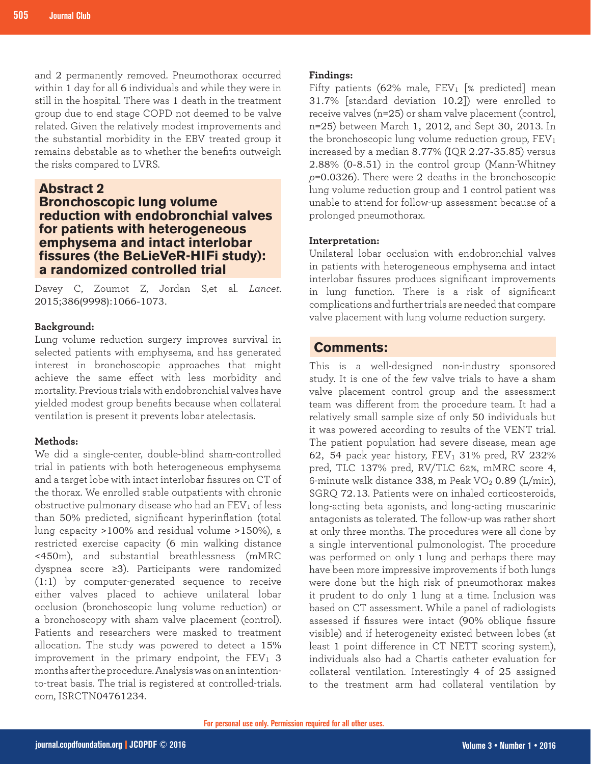and 2 permanently removed. Pneumothorax occurred within 1 day for all 6 individuals and while they were in still in the hospital. There was 1 death in the treatment group due to end stage COPD not deemed to be valve related. Given the relatively modest improvements and the substantial morbidity in the EBV treated group it remains debatable as to whether the benefits outweigh the risks compared to LVRS.

## Abstract 2
## Bronchoscopic lung volume reduction with endobronchial valves for patients with heterogeneous emphysema and intact interlobar fissures (the BeLieVeR-HIFi study): a randomized controlled trial

Davey C, Zoumot Z, Jordan S,et al. *Lancet*. 2015;386(9998):1066-1073.

**Background:**

Lung volume reduction surgery improves survival in selected patients with emphysema, and has generated interest in bronchoscopic approaches that might achieve the same effect with less morbidity and mortality. Previous trials with endobronchial valves have yielded modest group benefits because when collateral ventilation is present it prevents lobar atelectasis.

**Methods:**

We did a single-center, double-blind sham-controlled trial in patients with both heterogeneous emphysema and a target lobe with intact interlobar fissures on CT of the thorax. We enrolled stable outpatients with chronic obstructive pulmonary disease who had an $FEV_1$ of less than 50% predicted, significant hyperinflation (total lung capacity >100% and residual volume >150%), a restricted exercise capacity (6 min walking distance <450m), and substantial breathlessness (mMRC dyspnea score ≥3). Participants were randomized (1:1) by computer-generated sequence to receive either valves placed to achieve unilateral lobar occlusion (bronchoscopic lung volume reduction) or a bronchoscopy with sham valve placement (control). Patients and researchers were masked to treatment allocation. The study was powered to detect a 15% improvement in the primary endpoint, the $FEV_1$ 3 months after the procedure. Analysis was on an intention-to-treat basis. The trial is registered at controlled-trials.com, ISRCTN04761234.

**Findings:**

Fifty patients (62% male, $FEV_1$ [% predicted] mean 31.7% [standard deviation 10.2]) were enrolled to receive valves (n=25) or sham valve placement (control, n=25) between March 1, 2012, and Sept 30, 2013. In the bronchoscopic lung volume reduction group, $FEV_1$ increased by a median 8.77% (IQR 2.27-35.85) versus 2.88% (0-8.51) in the control group (Mann-Whitney $p$=0.0326). There were 2 deaths in the bronchoscopic lung volume reduction group and 1 control patient was unable to attend for follow-up assessment because of a prolonged pneumothorax.

**Interpretation:**

Unilateral lobar occlusion with endobronchial valves in patients with heterogeneous emphysema and intact interlobar fissures produces significant improvements in lung function. There is a risk of significant complications and further trials are needed that compare valve placement with lung volume reduction surgery.

## Comments:

This is a well-designed non-industry sponsored study. It is one of the few valve trials to have a sham valve placement control group and the assessment team was different from the procedure team. It had a relatively small sample size of only 50 individuals but it was powered according to results of the VENT trial. The patient population had severe disease, mean age 62, 54 pack year history, $FEV_1$ 31% pred, RV 232% pred, TLC 137% pred, RV/TLC 62%, mMRC score 4, 6-minute walk distance 338, m Peak $VO_2$ 0.89 (L/min), SGRQ 72.13. Patients were on inhaled corticosteroids, long-acting beta agonists, and long-acting muscarinic antagonists as tolerated. The follow-up was rather short at only three months. The procedures were all done by a single interventional pulmonologist. The procedure was performed on only 1 lung and perhaps there may have been more impressive improvements if both lungs were done but the high risk of pneumothorax makes it prudent to do only 1 lung at a time. Inclusion was based on CT assessment. While a panel of radiologists assessed if fissures were intact (90% oblique fissure visible) and if heterogeneity existed between lobes (at least 1 point difference in CT NETT scoring system), individuals also had a Chartis catheter evaluation for collateral ventilation. Interestingly 4 of 25 assigned to the treatment arm had collateral ventilation by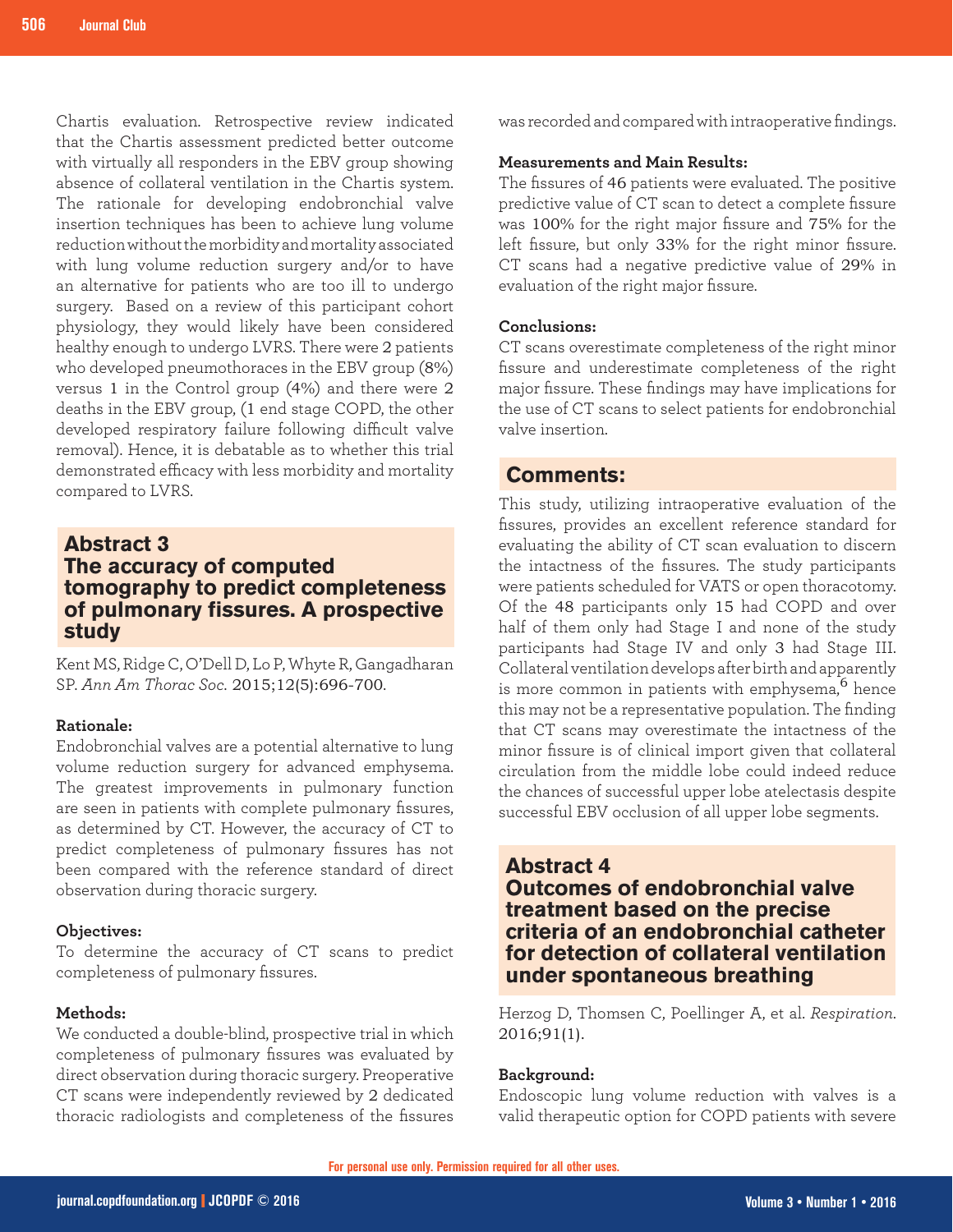Chartis evaluation. Retrospective review indicated that the Chartis assessment predicted better outcome with virtually all responders in the EBV group showing absence of collateral ventilation in the Chartis system. The rationale for developing endobronchial valve insertion techniques has been to achieve lung volume reduction without the morbidity and mortality associated with lung volume reduction surgery and/or to have an alternative for patients who are too ill to undergo surgery. Based on a review of this participant cohort physiology, they would likely have been considered healthy enough to undergo LVRS. There were 2 patients who developed pneumothoraces in the EBV group (8%) versus 1 in the Control group (4%) and there were 2 deaths in the EBV group, (1 end stage COPD, the other developed respiratory failure following difficult valve removal). Hence, it is debatable as to whether this trial demonstrated efficacy with less morbidity and mortality compared to LVRS.

## Abstract 3
## The accuracy of computed tomography to predict completeness of pulmonary fissures. A prospective study

Kent MS, Ridge C, O'Dell D, Lo P, Whyte R, Gangadharan SP. *Ann Am Thorac Soc.* 2015;12(5):696-700.

**Rationale:**
Endobronchial valves are a potential alternative to lung volume reduction surgery for advanced emphysema. The greatest improvements in pulmonary function are seen in patients with complete pulmonary fissures, as determined by CT. However, the accuracy of CT to predict completeness of pulmonary fissures has not been compared with the reference standard of direct observation during thoracic surgery.

**Objectives:**
To determine the accuracy of CT scans to predict completeness of pulmonary fissures.

**Methods:**
We conducted a double-blind, prospective trial in which completeness of pulmonary fissures was evaluated by direct observation during thoracic surgery. Preoperative CT scans were independently reviewed by 2 dedicated thoracic radiologists and completeness of the fissures was recorded and compared with intraoperative findings.

**Measurements and Main Results:**
The fissures of 46 patients were evaluated. The positive predictive value of CT scan to detect a complete fissure was 100% for the right major fissure and 75% for the left fissure, but only 33% for the right minor fissure. CT scans had a negative predictive value of 29% in evaluation of the right major fissure.

**Conclusions:**
CT scans overestimate completeness of the right minor fissure and underestimate completeness of the right major fissure. These findings may have implications for the use of CT scans to select patients for endobronchial valve insertion.

### Comments:

This study, utilizing intraoperative evaluation of the fissures, provides an excellent reference standard for evaluating the ability of CT scan evaluation to discern the intactness of the fissures. The study participants were patients scheduled for VATS or open thoracotomy. Of the 48 participants only 15 had COPD and over half of them only had Stage I and none of the study participants had Stage IV and only 3 had Stage III. Collateral ventilation develops after birth and apparently is more common in patients with emphysema,[6] hence this may not be a representative population. The finding that CT scans may overestimate the intactness of the minor fissure is of clinical import given that collateral circulation from the middle lobe could indeed reduce the chances of successful upper lobe atelectasis despite successful EBV occlusion of all upper lobe segments.

## Abstract 4
## Outcomes of endobronchial valve treatment based on the precise criteria of an endobronchial catheter for detection of collateral ventilation under spontaneous breathing

Herzog D, Thomsen C, Poellinger A, et al. *Respiration.* 2016;91(1).

**Background:**
Endoscopic lung volume reduction with valves is a valid therapeutic option for COPD patients with severe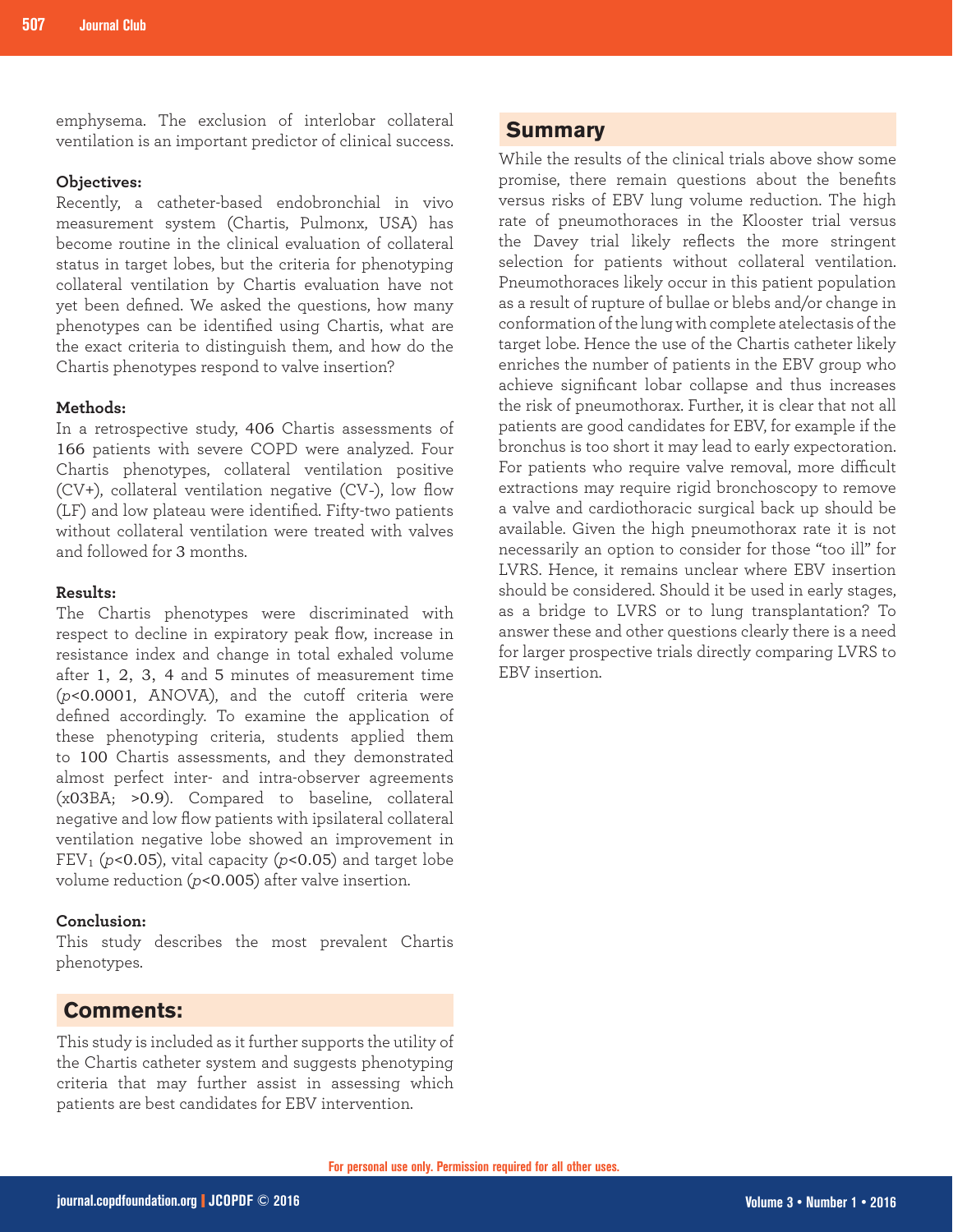emphysema. The exclusion of interlobar collateral ventilation is an important predictor of clinical success.

**Objectives:**
Recently, a catheter-based endobronchial in vivo measurement system (Chartis, Pulmonx, USA) has become routine in the clinical evaluation of collateral status in target lobes, but the criteria for phenotyping collateral ventilation by Chartis evaluation have not yet been defined. We asked the questions, how many phenotypes can be identified using Chartis, what are the exact criteria to distinguish them, and how do the Chartis phenotypes respond to valve insertion?

**Methods:**
In a retrospective study, 406 Chartis assessments of 166 patients with severe COPD were analyzed. Four Chartis phenotypes, collateral ventilation positive (CV+), collateral ventilation negative (CV-), low flow (LF) and low plateau were identified. Fifty-two patients without collateral ventilation were treated with valves and followed for 3 months.

**Results:**
The Chartis phenotypes were discriminated with respect to decline in expiratory peak flow, increase in resistance index and change in total exhaled volume after 1, 2, 3, 4 and 5 minutes of measurement time ($p$<0.0001, ANOVA), and the cutoff criteria were defined accordingly. To examine the application of these phenotyping criteria, students applied them to 100 Chartis assessments, and they demonstrated almost perfect inter- and intra-observer agreements (x03BA; >0.9). Compared to baseline, collateral negative and low flow patients with ipsilateral collateral ventilation negative lobe showed an improvement in $FEV_1$ ($p$<0.05), vital capacity ($p$<0.05) and target lobe volume reduction ($p$<0.005) after valve insertion.

**Conclusion:**
This study describes the most prevalent Chartis phenotypes.

## Comments:

This study is included as it further supports the utility of the Chartis catheter system and suggests phenotyping criteria that may further assist in assessing which patients are best candidates for EBV intervention.

## Summary

While the results of the clinical trials above show some promise, there remain questions about the benefits versus risks of EBV lung volume reduction. The high rate of pneumothoraces in the Klooster trial versus the Davey trial likely reflects the more stringent selection for patients without collateral ventilation. Pneumothoraces likely occur in this patient population as a result of rupture of bullae or blebs and/or change in conformation of the lung with complete atelectasis of the target lobe. Hence the use of the Chartis catheter likely enriches the number of patients in the EBV group who achieve significant lobar collapse and thus increases the risk of pneumothorax. Further, it is clear that not all patients are good candidates for EBV, for example if the bronchus is too short it may lead to early expectoration. For patients who require valve removal, more difficult extractions may require rigid bronchoscopy to remove a valve and cardiothoracic surgical back up should be available. Given the high pneumothorax rate it is not necessarily an option to consider for those "too ill" for LVRS. Hence, it remains unclear where EBV insertion should be considered. Should it be used in early stages, as a bridge to LVRS or to lung transplantation? To answer these and other questions clearly there is a need for larger prospective trials directly comparing LVRS to EBV insertion.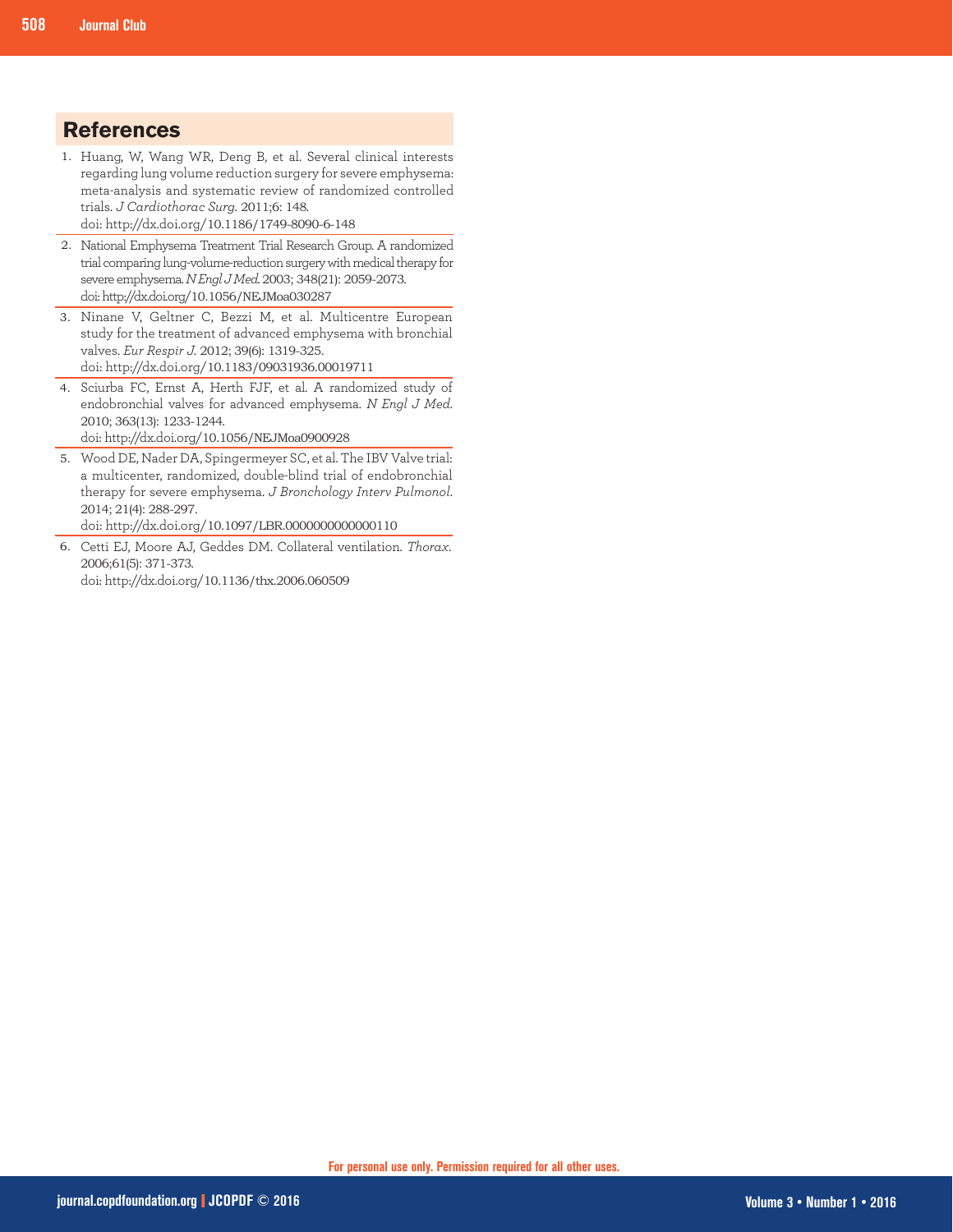## References

1. Huang, W, Wang WR, Deng B, et al. Several clinical interests regarding lung volume reduction surgery for severe emphysema: meta-analysis and systematic review of randomized controlled trials. *J Cardiothorac Surg*. 2011;6: 148. doi: http://dx.doi.org/10.1186/1749-8090-6-148
2. National Emphysema Treatment Trial Research Group. A randomized trial comparing lung-volume-reduction surgery with medical therapy for severe emphysema. *N Engl J Med*. 2003; 348(21): 2059-2073. doi: http://dx.doi.org/10.1056/NEJMoa030287
3. Ninane V, Geltner C, Bezzi M, et al. Multicentre European study for the treatment of advanced emphysema with bronchial valves. *Eur Respir J*. 2012; 39(6): 1319-325. doi: http://dx.doi.org/10.1183/09031936.00019711
4. Sciurba FC, Ernst A, Herth FJF, et al. A randomized study of endobronchial valves for advanced emphysema. *N Engl J Med*. 2010; 363(13): 1233-1244. doi: http://dx.doi.org/10.1056/NEJMoa0900928
5. Wood DE, Nader DA, Spingermeyer SC, et al. The IBV Valve trial: a multicenter, randomized, double-blind trial of endobronchial therapy for severe emphysema. *J Bronchology Interv Pulmonol*. 2014; 21(4): 288-297. doi: http://dx.doi.org/10.1097/LBR.0000000000000110
6. Cetti EJ, Moore AJ, Geddes DM. Collateral ventilation. *Thorax*. 2006;61(5): 371-373. doi: http://dx.doi.org/10.1136/thx.2006.060509

For personal use only. Permission required for all other uses.